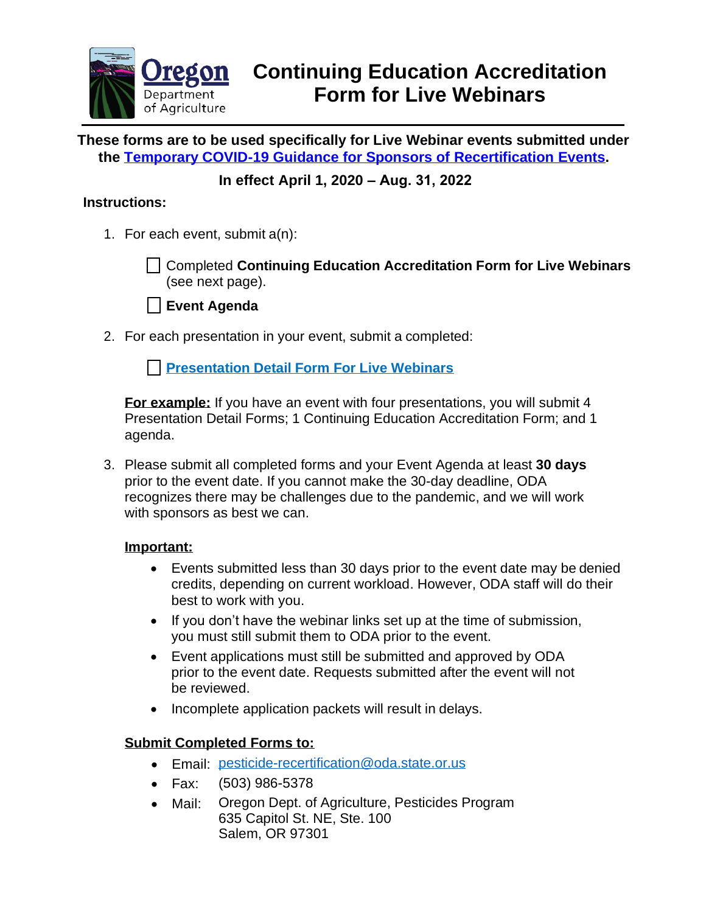Oregon Department of Agriculture

# Continuing Education Accreditation Form for Live Webinars

**These forms are to be used specifically for Live Webinar events submitted under the [Temporary COVID-19 Guidance for Sponsors of Recertification Events](#).**

**In effect April 1, 2020 – Aug. 31, 2022**

**Instructions:**

1. For each event, submit a(n):

   - ☐ Completed **Continuing Education Accreditation Form for Live Webinars** (see next page).
   - ☐ **Event Agenda**

2. For each presentation in your event, submit a completed:

   - ☐ **[Presentation Detail Form For Live Webinars](#)**

   **For example:** If you have an event with four presentations, you will submit 4 Presentation Detail Forms; 1 Continuing Education Accreditation Form; and 1 agenda.

3. Please submit all completed forms and your Event Agenda at least **30 days** prior to the event date. If you cannot make the 30-day deadline, ODA recognizes there may be challenges due to the pandemic, and we will work with sponsors as best we can.

   **Important:**

   - Events submitted less than 30 days prior to the event date may be denied credits, depending on current workload. However, ODA staff will do their best to work with you.
   - If you don't have the webinar links set up at the time of submission, you must still submit them to ODA prior to the event.
   - Event applications must still be submitted and approved by ODA prior to the event date. Requests submitted after the event will not be reviewed.
   - Incomplete application packets will result in delays.

   **Submit Completed Forms to:**

   - Email: pesticide-recertification@oda.state.or.us
   - Fax: (503) 986-5378
   - Mail: Oregon Dept. of Agriculture, Pesticides Program
     635 Capitol St. NE, Ste. 100
     Salem, OR 97301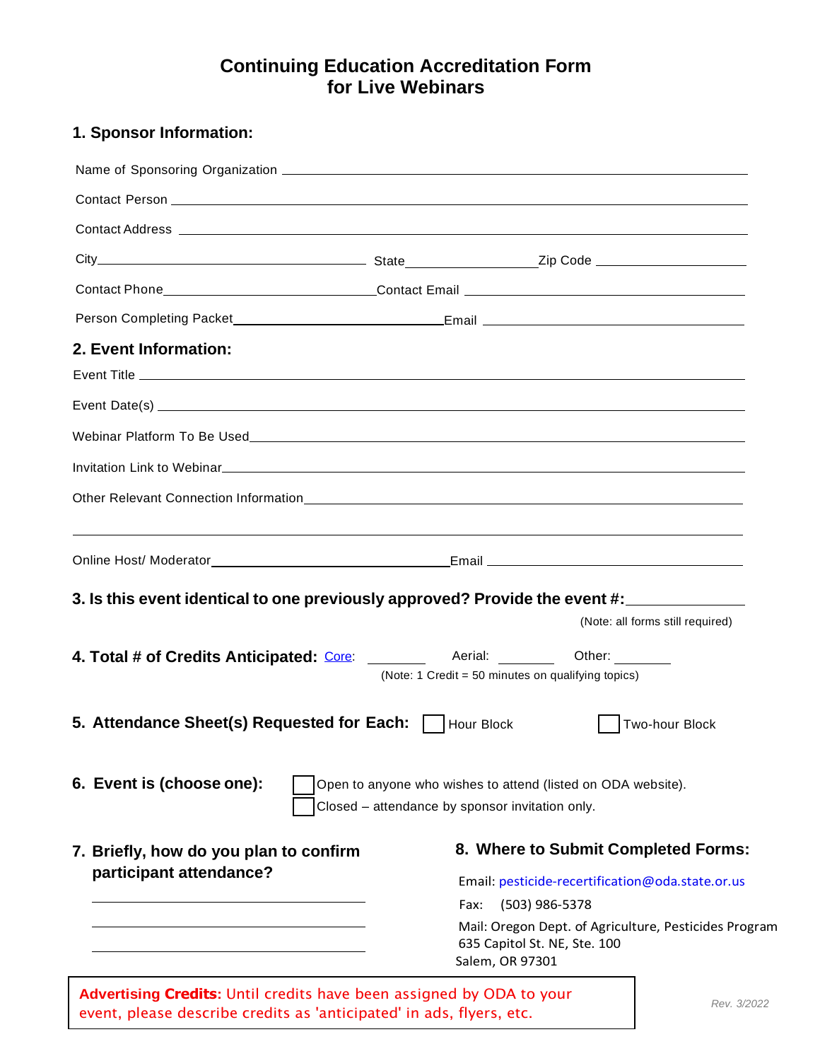# Continuing Education Accreditation Form for Live Webinars

## 1. Sponsor Information:

Name of Sponsoring Organization ______________________________

Contact Person ______________________________

Contact Address ______________________________

City ____________________ State ____________ Zip Code ____________

Contact Phone ____________________ Contact Email ____________________

Person Completing Packet ____________________ Email ____________________

## 2. Event Information:

Event Title ______________________________

Event Date(s) ______________________________

Webinar Platform To Be Used ______________________________

Invitation Link to Webinar ______________________________

Other Relevant Connection Information ______________________________

______________________________

Online Host/ Moderator ____________________ Email ____________________

## 3. Is this event identical to one previously approved? Provide the event #: ____________

(Note: all forms still required)

## 4. Total # of Credits Anticipated: Core: ________ Aerial: ________ Other: ________

(Note: 1 Credit = 50 minutes on qualifying topics)

## 5. Attendance Sheet(s) Requested for Each:

☐ Hour Block ☐ Two-hour Block

## 6. Event is (choose one):

☐ Open to anyone who wishes to attend (listed on ODA website).
☐ Closed – attendance by sponsor invitation only.

## 7. Briefly, how do you plan to confirm participant attendance?

______________________________

______________________________

______________________________

## 8. Where to Submit Completed Forms:

Email: pesticide-recertification@oda.state.or.us

Fax: (503) 986-5378

Mail: Oregon Dept. of Agriculture, Pesticides Program
635 Capitol St. NE, Ste. 100
Salem, OR 97301

**Advertising Credits**: Until credits have been assigned by ODA to your event, please describe credits as 'anticipated' in ads, flyers, etc.

*Rev. 3/2022*